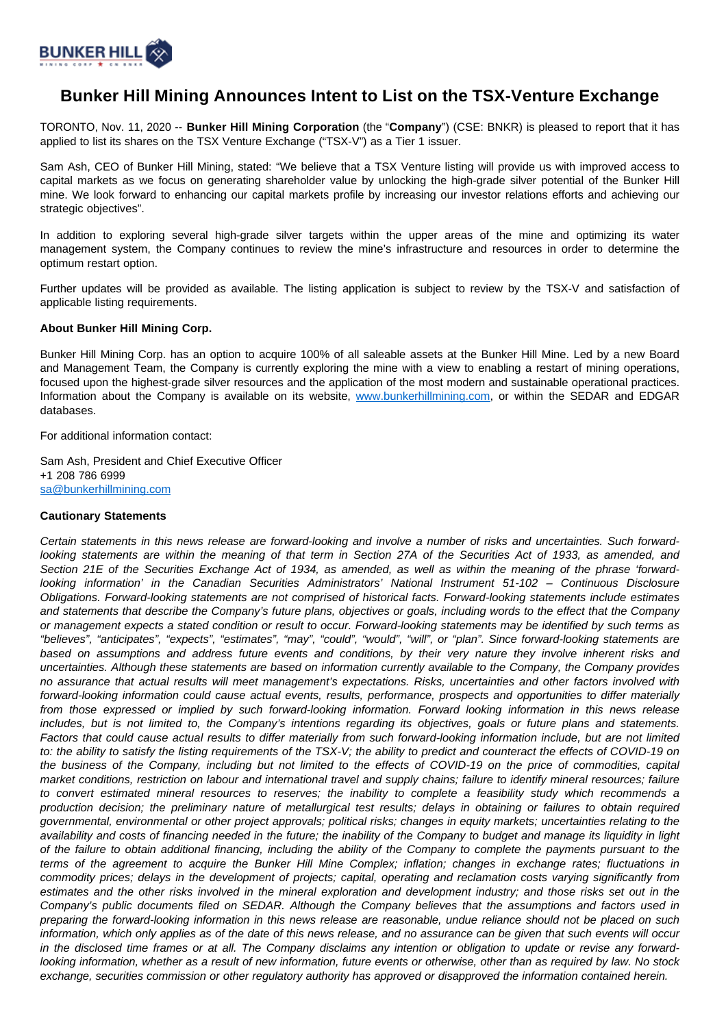# Bunker Hill Mining Announces Intent to List on the TSX-Venture Exchange

TORONTO, Nov. 11, 2020 -- **Bunker Hill Mining Corporation** (the "**Company**") (CSE: BNKR) is pleased to report that it has applied to list its shares on the TSX Venture Exchange ("TSX-V") as a Tier 1 issuer.

Sam Ash, CEO of Bunker Hill Mining, stated: "We believe that a TSX Venture listing will provide us with improved access to capital markets as we focus on generating shareholder value by unlocking the high-grade silver potential of the Bunker Hill mine. We look forward to enhancing our capital markets profile by increasing our investor relations efforts and achieving our strategic objectives".

In addition to exploring several high-grade silver targets within the upper areas of the mine and optimizing its water management system, the Company continues to review the mine's infrastructure and resources in order to determine the optimum restart option.

Further updates will be provided as available. The listing application is subject to review by the TSX-V and satisfaction of applicable listing requirements.

**About Bunker Hill Mining Corp.**

Bunker Hill Mining Corp. has an option to acquire 100% of all saleable assets at the Bunker Hill Mine. Led by a new Board and Management Team, the Company is currently exploring the mine with a view to enabling a restart of mining operations, focused upon the highest-grade silver resources and the application of the most modern and sustainable operational practices. Information about the Company is available on its website, [www.bunkerhillmining.com](http://www.bunkerhillmining.com), or within the SEDAR and EDGAR databases.

For additional information contact:

Sam Ash, President and Chief Executive Officer
+1 208 786 6999
[sa@bunkerhillmining.com](mailto:sa@bunkerhillmining.com)

**Cautionary Statements**

*Certain statements in this news release are forward-looking and involve a number of risks and uncertainties. Such forward-looking statements are within the meaning of that term in Section 27A of the Securities Act of 1933, as amended, and Section 21E of the Securities Exchange Act of 1934, as amended, as well as within the meaning of the phrase 'forward-looking information' in the Canadian Securities Administrators' National Instrument 51-102 – Continuous Disclosure Obligations. Forward-looking statements are not comprised of historical facts. Forward-looking statements include estimates and statements that describe the Company's future plans, objectives or goals, including words to the effect that the Company or management expects a stated condition or result to occur. Forward-looking statements may be identified by such terms as "believes", "anticipates", "expects", "estimates", "may", "could", "would", "will", or "plan". Since forward-looking statements are based on assumptions and address future events and conditions, by their very nature they involve inherent risks and uncertainties. Although these statements are based on information currently available to the Company, the Company provides no assurance that actual results will meet management's expectations. Risks, uncertainties and other factors involved with forward-looking information could cause actual events, results, performance, prospects and opportunities to differ materially from those expressed or implied by such forward-looking information. Forward looking information in this news release includes, but is not limited to, the Company's intentions regarding its objectives, goals or future plans and statements. Factors that could cause actual results to differ materially from such forward-looking information include, but are not limited to: the ability to satisfy the listing requirements of the TSX-V; the ability to predict and counteract the effects of COVID-19 on the business of the Company, including but not limited to the effects of COVID-19 on the price of commodities, capital market conditions, restriction on labour and international travel and supply chains; failure to identify mineral resources; failure to convert estimated mineral resources to reserves; the inability to complete a feasibility study which recommends a production decision; the preliminary nature of metallurgical test results; delays in obtaining or failures to obtain required governmental, environmental or other project approvals; political risks; changes in equity markets; uncertainties relating to the availability and costs of financing needed in the future; the inability of the Company to budget and manage its liquidity in light of the failure to obtain additional financing, including the ability of the Company to complete the payments pursuant to the terms of the agreement to acquire the Bunker Hill Mine Complex; inflation; changes in exchange rates; fluctuations in commodity prices; delays in the development of projects; capital, operating and reclamation costs varying significantly from estimates and the other risks involved in the mineral exploration and development industry; and those risks set out in the Company's public documents filed on SEDAR. Although the Company believes that the assumptions and factors used in preparing the forward-looking information in this news release are reasonable, undue reliance should not be placed on such information, which only applies as of the date of this news release, and no assurance can be given that such events will occur in the disclosed time frames or at all. The Company disclaims any intention or obligation to update or revise any forward-looking information, whether as a result of new information, future events or otherwise, other than as required by law. No stock exchange, securities commission or other regulatory authority has approved or disapproved the information contained herein.*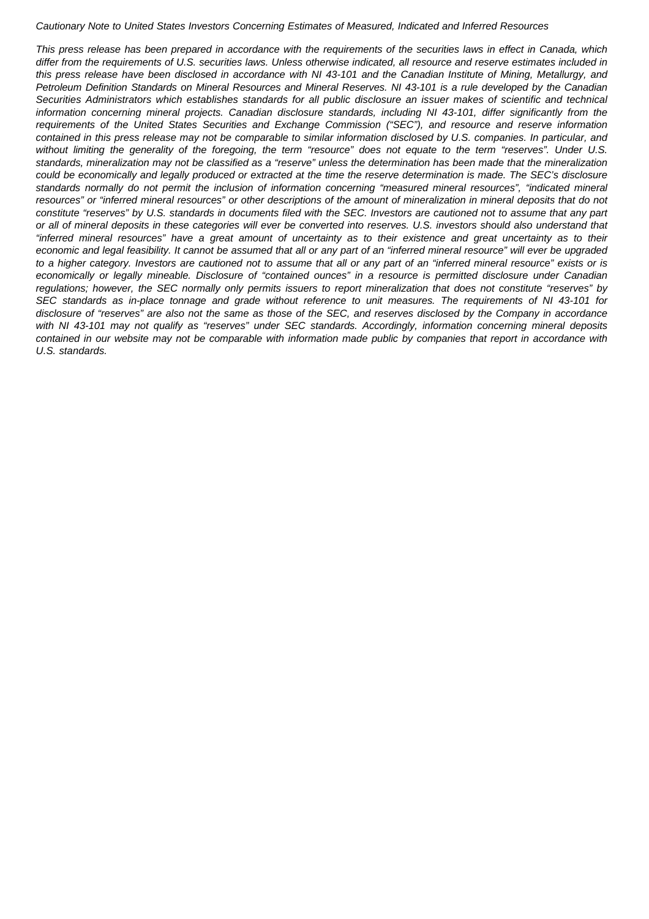*Cautionary Note to United States Investors Concerning Estimates of Measured, Indicated and Inferred Resources*

*This press release has been prepared in accordance with the requirements of the securities laws in effect in Canada, which differ from the requirements of U.S. securities laws. Unless otherwise indicated, all resource and reserve estimates included in this press release have been disclosed in accordance with NI 43-101 and the Canadian Institute of Mining, Metallurgy, and Petroleum Definition Standards on Mineral Resources and Mineral Reserves. NI 43-101 is a rule developed by the Canadian Securities Administrators which establishes standards for all public disclosure an issuer makes of scientific and technical information concerning mineral projects. Canadian disclosure standards, including NI 43-101, differ significantly from the requirements of the United States Securities and Exchange Commission ("SEC"), and resource and reserve information contained in this press release may not be comparable to similar information disclosed by U.S. companies. In particular, and without limiting the generality of the foregoing, the term "resource" does not equate to the term "reserves". Under U.S. standards, mineralization may not be classified as a "reserve" unless the determination has been made that the mineralization could be economically and legally produced or extracted at the time the reserve determination is made. The SEC's disclosure standards normally do not permit the inclusion of information concerning "measured mineral resources", "indicated mineral resources" or "inferred mineral resources" or other descriptions of the amount of mineralization in mineral deposits that do not constitute "reserves" by U.S. standards in documents filed with the SEC. Investors are cautioned not to assume that any part or all of mineral deposits in these categories will ever be converted into reserves. U.S. investors should also understand that "inferred mineral resources" have a great amount of uncertainty as to their existence and great uncertainty as to their economic and legal feasibility. It cannot be assumed that all or any part of an "inferred mineral resource" will ever be upgraded to a higher category. Investors are cautioned not to assume that all or any part of an "inferred mineral resource" exists or is economically or legally mineable. Disclosure of "contained ounces" in a resource is permitted disclosure under Canadian regulations; however, the SEC normally only permits issuers to report mineralization that does not constitute "reserves" by SEC standards as in-place tonnage and grade without reference to unit measures. The requirements of NI 43-101 for disclosure of "reserves" are also not the same as those of the SEC, and reserves disclosed by the Company in accordance with NI 43-101 may not qualify as "reserves" under SEC standards. Accordingly, information concerning mineral deposits contained in our website may not be comparable with information made public by companies that report in accordance with U.S. standards.*